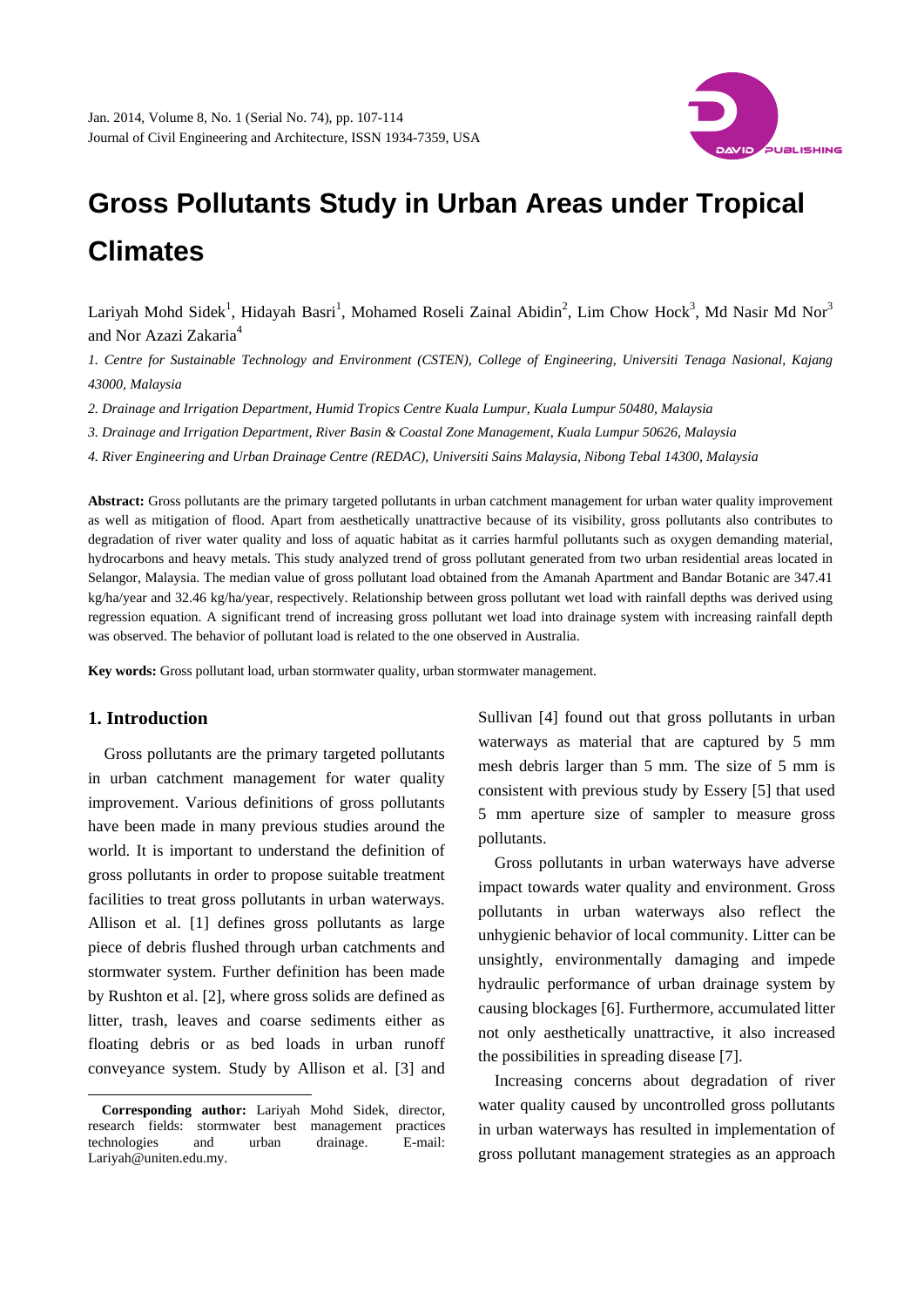// Gross Pollutants Study in Urban Areas under Tropical Climates — page 1 of 8
# Gross Pollutants Study in Urban Areas under Tropical Climates

Lariyah Mohd Sidek[1], Hidayah Basri[1], Mohamed Roseli Zainal Abidin[2], Lim Chow Hock[3], Md Nasir Md Nor[3] and Nor Azazi Zakaria[4]

*1. Centre for Sustainable Technology and Environment (CSTEN), College of Engineering, Universiti Tenaga Nasional, Kajang 43000, Malaysia*

*2. Drainage and Irrigation Department, Humid Tropics Centre Kuala Lumpur, Kuala Lumpur 50480, Malaysia*

*3. Drainage and Irrigation Department, River Basin & Coastal Zone Management, Kuala Lumpur 50626, Malaysia*

*4. River Engineering and Urban Drainage Centre (REDAC), Universiti Sains Malaysia, Nibong Tebal 14300, Malaysia*

**Abstract:** Gross pollutants are the primary targeted pollutants in urban catchment management for urban water quality improvement as well as mitigation of flood. Apart from aesthetically unattractive because of its visibility, gross pollutants also contributes to degradation of river water quality and loss of aquatic habitat as it carries harmful pollutants such as oxygen demanding material, hydrocarbons and heavy metals. This study analyzed trend of gross pollutant generated from two urban residential areas located in Selangor, Malaysia. The median value of gross pollutant load obtained from the Amanah Apartment and Bandar Botanic are 347.41 kg/ha/year and 32.46 kg/ha/year, respectively. Relationship between gross pollutant wet load with rainfall depths was derived using regression equation. A significant trend of increasing gross pollutant wet load into drainage system with increasing rainfall depth was observed. The behavior of pollutant load is related to the one observed in Australia.

**Key words:** Gross pollutant load, urban stormwater quality, urban stormwater management.

## 1. Introduction

Gross pollutants are the primary targeted pollutants in urban catchment management for water quality improvement. Various definitions of gross pollutants have been made in many previous studies around the world. It is important to understand the definition of gross pollutants in order to propose suitable treatment facilities to treat gross pollutants in urban waterways. Allison et al. [1] defines gross pollutants as large piece of debris flushed through urban catchments and stormwater system. Further definition has been made by Rushton et al. [2], where gross solids are defined as litter, trash, leaves and coarse sediments either as floating debris or as bed loads in urban runoff conveyance system. Study by Allison et al. [3] and Sullivan [4] found out that gross pollutants in urban waterways as material that are captured by 5 mm mesh debris larger than 5 mm. The size of 5 mm is consistent with previous study by Essery [5] that used 5 mm aperture size of sampler to measure gross pollutants.

Gross pollutants in urban waterways have adverse impact towards water quality and environment. Gross pollutants in urban waterways also reflect the unhygienic behavior of local community. Litter can be unsightly, environmentally damaging and impede hydraulic performance of urban drainage system by causing blockages [6]. Furthermore, accumulated litter not only aesthetically unattractive, it also increased the possibilities in spreading disease [7].

Increasing concerns about degradation of river water quality caused by uncontrolled gross pollutants in urban waterways has resulted in implementation of gross pollutant management strategies as an approach

**Corresponding author:** Lariyah Mohd Sidek, director, research fields: stormwater best management practices technologies and urban drainage. E-mail: Lariyah@uniten.edu.my.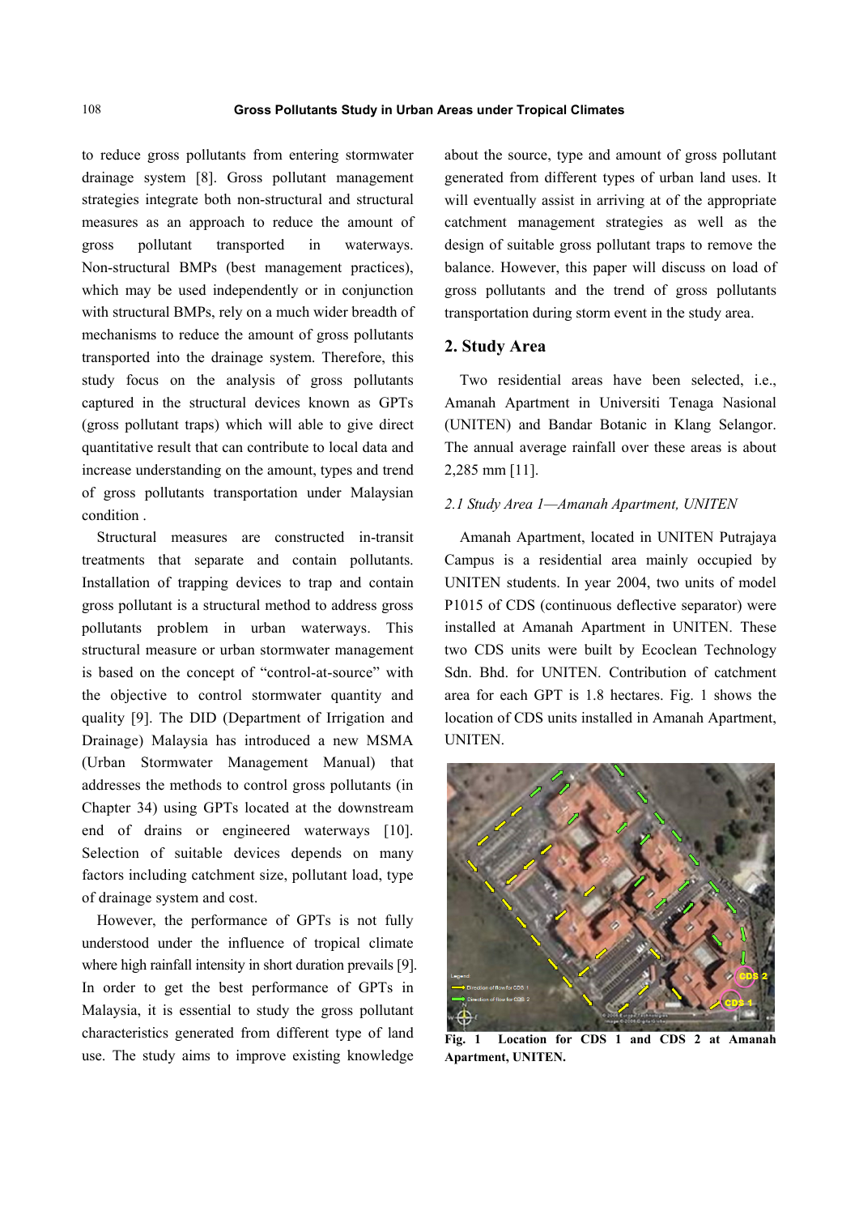to reduce gross pollutants from entering stormwater drainage system [8]. Gross pollutant management strategies integrate both non-structural and structural measures as an approach to reduce the amount of gross pollutant transported in waterways. Non-structural BMPs (best management practices), which may be used independently or in conjunction with structural BMPs, rely on a much wider breadth of mechanisms to reduce the amount of gross pollutants transported into the drainage system. Therefore, this study focus on the analysis of gross pollutants captured in the structural devices known as GPTs (gross pollutant traps) which will able to give direct quantitative result that can contribute to local data and increase understanding on the amount, types and trend of gross pollutants transportation under Malaysian condition .

Structural measures are constructed in-transit treatments that separate and contain pollutants. Installation of trapping devices to trap and contain gross pollutant is a structural method to address gross pollutants problem in urban waterways. This structural measure or urban stormwater management is based on the concept of "control-at-source" with the objective to control stormwater quantity and quality [9]. The DID (Department of Irrigation and Drainage) Malaysia has introduced a new MSMA (Urban Stormwater Management Manual) that addresses the methods to control gross pollutants (in Chapter 34) using GPTs located at the downstream end of drains or engineered waterways [10]. Selection of suitable devices depends on many factors including catchment size, pollutant load, type of drainage system and cost.

However, the performance of GPTs is not fully understood under the influence of tropical climate where high rainfall intensity in short duration prevails [9]. In order to get the best performance of GPTs in Malaysia, it is essential to study the gross pollutant characteristics generated from different type of land use. The study aims to improve existing knowledge about the source, type and amount of gross pollutant generated from different types of urban land uses. It will eventually assist in arriving at of the appropriate catchment management strategies as well as the design of suitable gross pollutant traps to remove the balance. However, this paper will discuss on load of gross pollutants and the trend of gross pollutants transportation during storm event in the study area.

## 2. Study Area

Two residential areas have been selected, i.e., Amanah Apartment in Universiti Tenaga Nasional (UNITEN) and Bandar Botanic in Klang Selangor. The annual average rainfall over these areas is about 2,285 mm [11].

### *2.1 Study Area 1—Amanah Apartment, UNITEN*

Amanah Apartment, located in UNITEN Putrajaya Campus is a residential area mainly occupied by UNITEN students. In year 2004, two units of model P1015 of CDS (continuous deflective separator) were installed at Amanah Apartment in UNITEN. These two CDS units were built by Ecoclean Technology Sdn. Bhd. for UNITEN. Contribution of catchment area for each GPT is 1.8 hectares. Fig. 1 shows the location of CDS units installed in Amanah Apartment, UNITEN.

**Fig. 1 Location for CDS 1 and CDS 2 at Amanah Apartment, UNITEN.**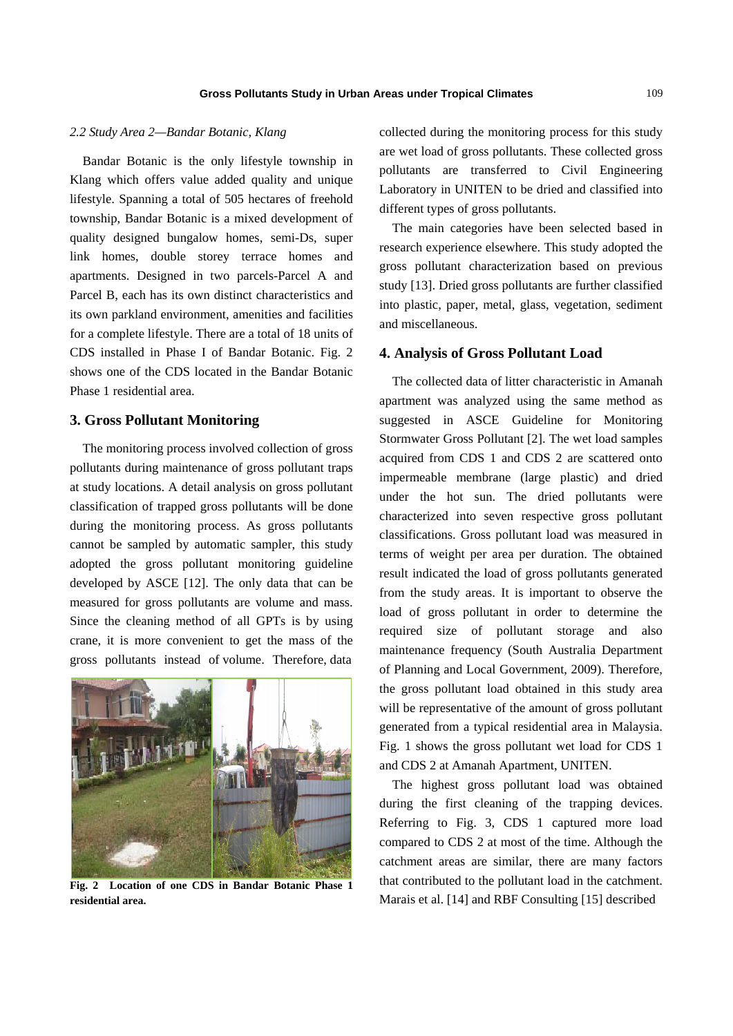### 2.2 Study Area 2—Bandar Botanic, Klang

Bandar Botanic is the only lifestyle township in Klang which offers value added quality and unique lifestyle. Spanning a total of 505 hectares of freehold township, Bandar Botanic is a mixed development of quality designed bungalow homes, semi-Ds, super link homes, double storey terrace homes and apartments. Designed in two parcels-Parcel A and Parcel B, each has its own distinct characteristics and its own parkland environment, amenities and facilities for a complete lifestyle. There are a total of 18 units of CDS installed in Phase I of Bandar Botanic. Fig. 2 shows one of the CDS located in the Bandar Botanic Phase 1 residential area.

## 3. Gross Pollutant Monitoring

The monitoring process involved collection of gross pollutants during maintenance of gross pollutant traps at study locations. A detail analysis on gross pollutant classification of trapped gross pollutants will be done during the monitoring process. As gross pollutants cannot be sampled by automatic sampler, this study adopted the gross pollutant monitoring guideline developed by ASCE [12]. The only data that can be measured for gross pollutants are volume and mass. Since the cleaning method of all GPTs is by using crane, it is more convenient to get the mass of the gross pollutants instead of volume. Therefore, data

**Fig. 2 Location of one CDS in Bandar Botanic Phase 1 residential area.**

collected during the monitoring process for this study are wet load of gross pollutants. These collected gross pollutants are transferred to Civil Engineering Laboratory in UNITEN to be dried and classified into different types of gross pollutants.

The main categories have been selected based in research experience elsewhere. This study adopted the gross pollutant characterization based on previous study [13]. Dried gross pollutants are further classified into plastic, paper, metal, glass, vegetation, sediment and miscellaneous.

## 4. Analysis of Gross Pollutant Load

The collected data of litter characteristic in Amanah apartment was analyzed using the same method as suggested in ASCE Guideline for Monitoring Stormwater Gross Pollutant [2]. The wet load samples acquired from CDS 1 and CDS 2 are scattered onto impermeable membrane (large plastic) and dried under the hot sun. The dried pollutants were characterized into seven respective gross pollutant classifications. Gross pollutant load was measured in terms of weight per area per duration. The obtained result indicated the load of gross pollutants generated from the study areas. It is important to observe the load of gross pollutant in order to determine the required size of pollutant storage and also maintenance frequency (South Australia Department of Planning and Local Government, 2009). Therefore, the gross pollutant load obtained in this study area will be representative of the amount of gross pollutant generated from a typical residential area in Malaysia. Fig. 1 shows the gross pollutant wet load for CDS 1 and CDS 2 at Amanah Apartment, UNITEN.

The highest gross pollutant load was obtained during the first cleaning of the trapping devices. Referring to Fig. 3, CDS 1 captured more load compared to CDS 2 at most of the time. Although the catchment areas are similar, there are many factors that contributed to the pollutant load in the catchment. Marais et al. [14] and RBF Consulting [15] described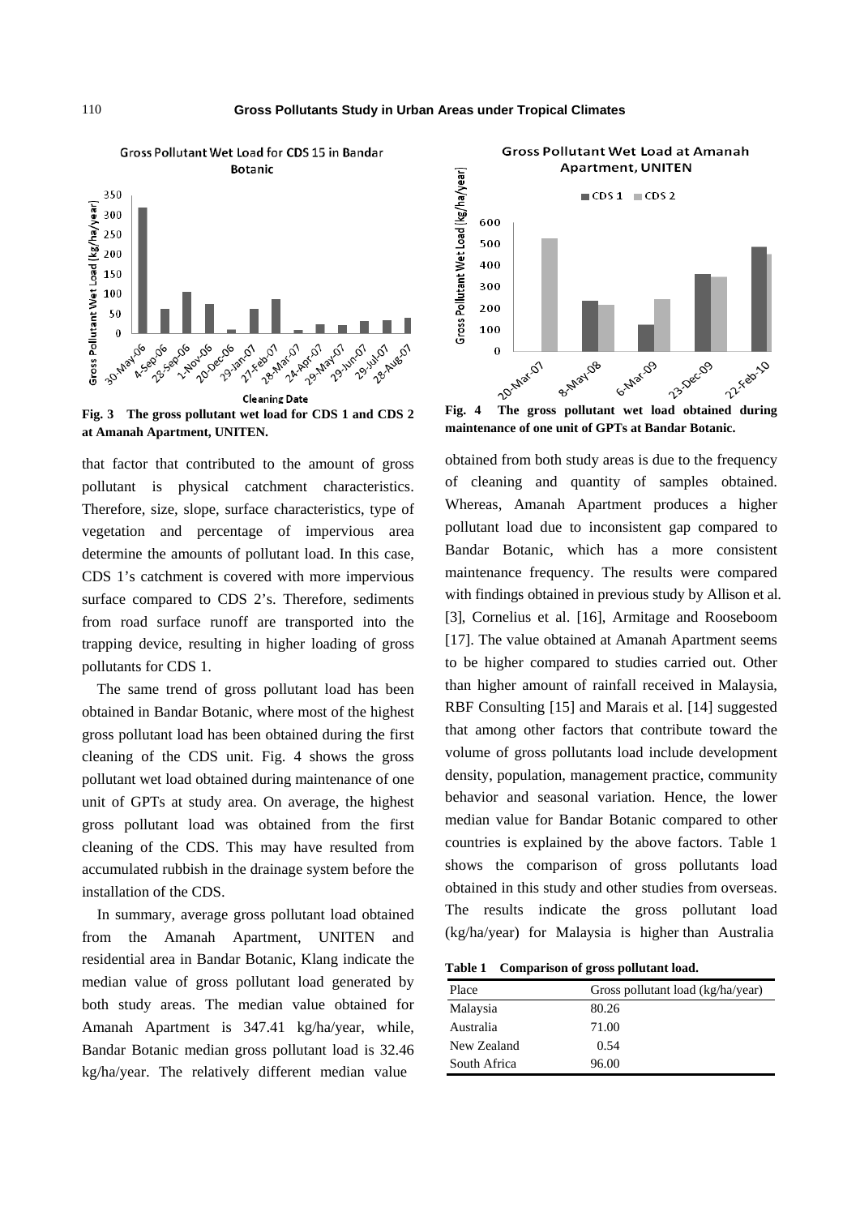Fig. 3 The gross pollutant wet load for CDS 1 and CDS 2 at Amanah Apartment, UNITEN.

Fig. 4 The gross pollutant wet load obtained during maintenance of one unit of GPTs at Bandar Botanic.

that factor that contributed to the amount of gross pollutant is physical catchment characteristics. Therefore, size, slope, surface characteristics, type of vegetation and percentage of impervious area determine the amounts of pollutant load. In this case, CDS 1's catchment is covered with more impervious surface compared to CDS 2's. Therefore, sediments from road surface runoff are transported into the trapping device, resulting in higher loading of gross pollutants for CDS 1.

The same trend of gross pollutant load has been obtained in Bandar Botanic, where most of the highest gross pollutant load has been obtained during the first cleaning of the CDS unit. Fig. 4 shows the gross pollutant wet load obtained during maintenance of one unit of GPTs at study area. On average, the highest gross pollutant load was obtained from the first cleaning of the CDS. This may have resulted from accumulated rubbish in the drainage system before the installation of the CDS.

In summary, average gross pollutant load obtained from the Amanah Apartment, UNITEN and residential area in Bandar Botanic, Klang indicate the median value of gross pollutant load generated by both study areas. The median value obtained for Amanah Apartment is 347.41 kg/ha/year, while, Bandar Botanic median gross pollutant load is 32.46 kg/ha/year. The relatively different median value obtained from both study areas is due to the frequency of cleaning and quantity of samples obtained. Whereas, Amanah Apartment produces a higher pollutant load due to inconsistent gap compared to Bandar Botanic, which has a more consistent maintenance frequency. The results were compared with findings obtained in previous study by Allison et al. [3], Cornelius et al. [16], Armitage and Rooseboom [17]. The value obtained at Amanah Apartment seems to be higher compared to studies carried out. Other than higher amount of rainfall received in Malaysia, RBF Consulting [15] and Marais et al. [14] suggested that among other factors that contribute toward the volume of gross pollutants load include development density, population, management practice, community behavior and seasonal variation. Hence, the lower median value for Bandar Botanic compared to other countries is explained by the above factors. Table 1 shows the comparison of gross pollutants load obtained in this study and other studies from overseas. The results indicate the gross pollutant load (kg/ha/year) for Malaysia is higher than Australia

**Table 1 Comparison of gross pollutant load.**

| Place | Gross pollutant load (kg/ha/year) |
|---|---|
| Malaysia | 80.26 |
| Australia | 71.00 |
| New Zealand | 0.54 |
| South Africa | 96.00 |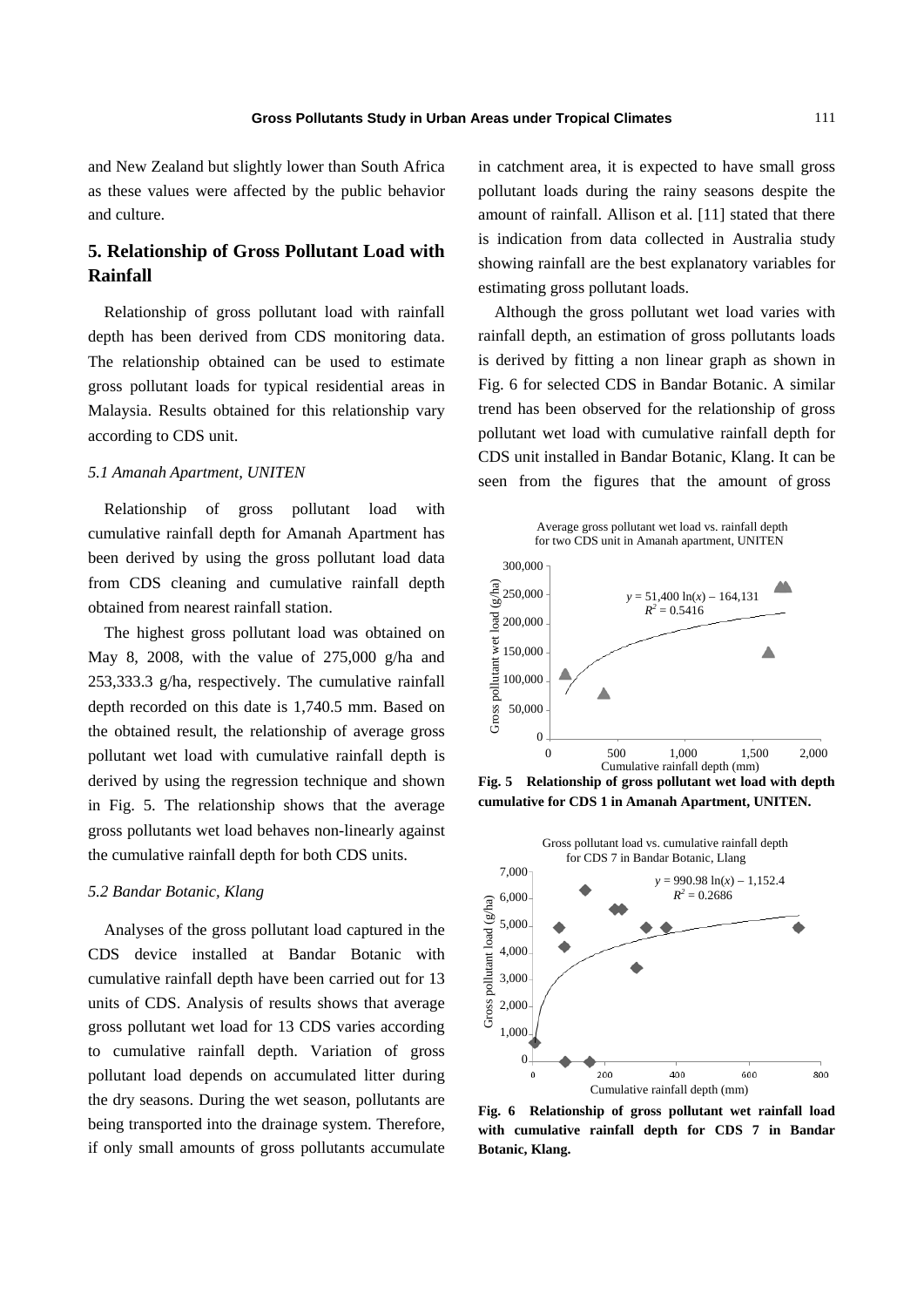and New Zealand but slightly lower than South Africa as these values were affected by the public behavior and culture.

## 5. Relationship of Gross Pollutant Load with Rainfall

Relationship of gross pollutant load with rainfall depth has been derived from CDS monitoring data. The relationship obtained can be used to estimate gross pollutant loads for typical residential areas in Malaysia. Results obtained for this relationship vary according to CDS unit.

### *5.1 Amanah Apartment, UNITEN*

Relationship of gross pollutant load with cumulative rainfall depth for Amanah Apartment has been derived by using the gross pollutant load data from CDS cleaning and cumulative rainfall depth obtained from nearest rainfall station.

The highest gross pollutant load was obtained on May 8, 2008, with the value of 275,000 g/ha and 253,333.3 g/ha, respectively. The cumulative rainfall depth recorded on this date is 1,740.5 mm. Based on the obtained result, the relationship of average gross pollutant wet load with cumulative rainfall depth is derived by using the regression technique and shown in Fig. 5. The relationship shows that the average gross pollutants wet load behaves non-linearly against the cumulative rainfall depth for both CDS units.

### *5.2 Bandar Botanic, Klang*

Analyses of the gross pollutant load captured in the CDS device installed at Bandar Botanic with cumulative rainfall depth have been carried out for 13 units of CDS. Analysis of results shows that average gross pollutant wet load for 13 CDS varies according to cumulative rainfall depth. Variation of gross pollutant load depends on accumulated litter during the dry seasons. During the wet season, pollutants are being transported into the drainage system. Therefore, if only small amounts of gross pollutants accumulate in catchment area, it is expected to have small gross pollutant loads during the rainy seasons despite the amount of rainfall. Allison et al. [11] stated that there is indication from data collected in Australia study showing rainfall are the best explanatory variables for estimating gross pollutant loads.

Although the gross pollutant wet load varies with rainfall depth, an estimation of gross pollutants loads is derived by fitting a non linear graph as shown in Fig. 6 for selected CDS in Bandar Botanic. A similar trend has been observed for the relationship of gross pollutant wet load with cumulative rainfall depth for CDS unit installed in Bandar Botanic, Klang. It can be seen from the figures that the amount of gross

Average gross pollutant wet load vs. rainfall depth for two CDS unit in Amanah apartment, UNITEN

$y = 51,400 \ln(x) - 164,131$
$R^2 = 0.5416$

**Fig. 5 Relationship of gross pollutant wet load with depth cumulative for CDS 1 in Amanah Apartment, UNITEN.**

Gross pollutant load vs. cumulative rainfall depth for CDS 7 in Bandar Botanic, Llang

$y = 990.98 \ln(x) - 1,152.4$
$R^2 = 0.2686$

**Fig. 6 Relationship of gross pollutant wet rainfall load with cumulative rainfall depth for CDS 7 in Bandar Botanic, Klang.**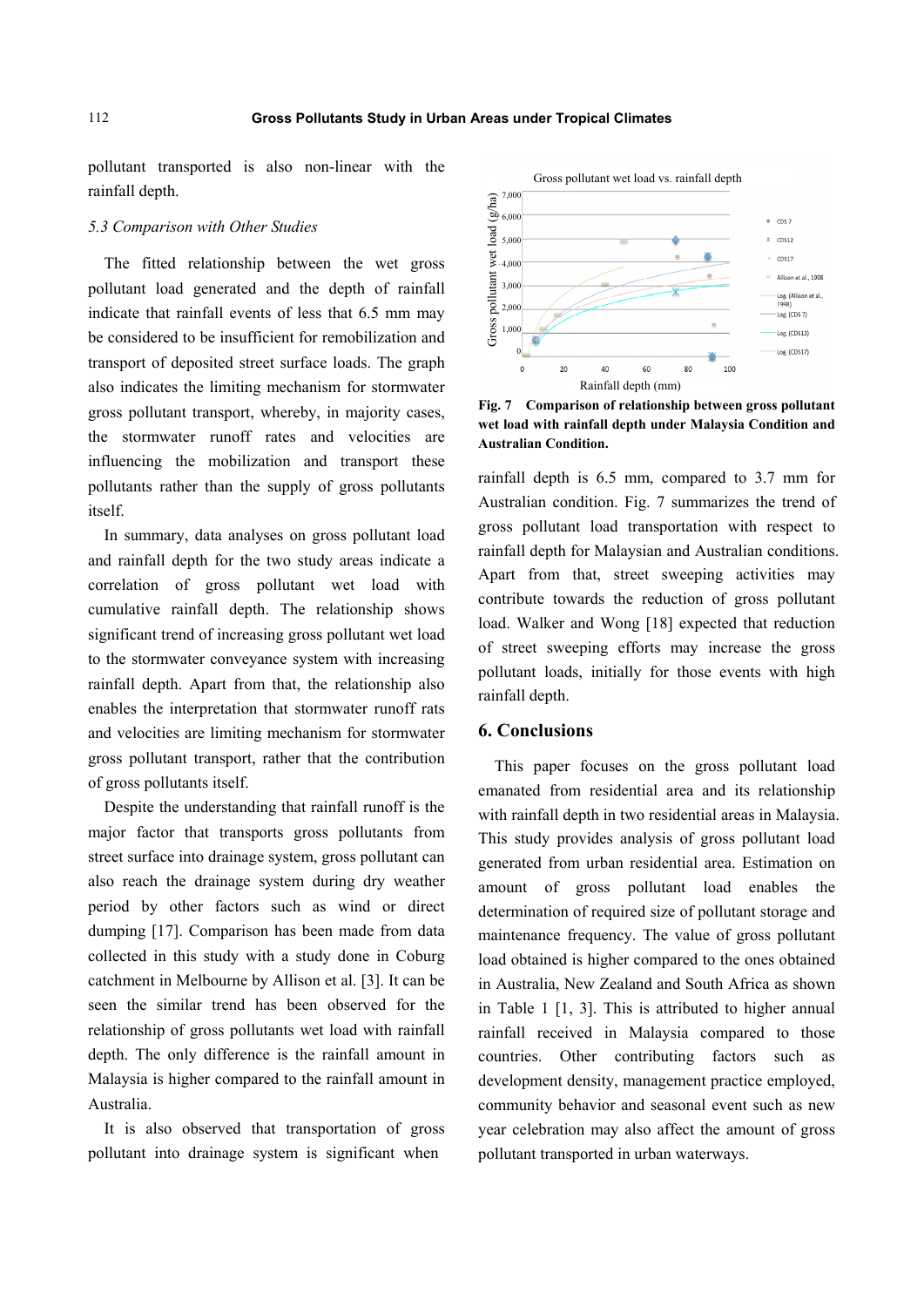pollutant transported is also non-linear with the rainfall depth.

*5.3 Comparison with Other Studies*

The fitted relationship between the wet gross pollutant load generated and the depth of rainfall indicate that rainfall events of less that 6.5 mm may be considered to be insufficient for remobilization and transport of deposited street surface loads. The graph also indicates the limiting mechanism for stormwater gross pollutant transport, whereby, in majority cases, the stormwater runoff rates and velocities are influencing the mobilization and transport these pollutants rather than the supply of gross pollutants itself.

In summary, data analyses on gross pollutant load and rainfall depth for the two study areas indicate a correlation of gross pollutant wet load with cumulative rainfall depth. The relationship shows significant trend of increasing gross pollutant wet load to the stormwater conveyance system with increasing rainfall depth. Apart from that, the relationship also enables the interpretation that stormwater runoff rats and velocities are limiting mechanism for stormwater gross pollutant transport, rather that the contribution of gross pollutants itself.

Despite the understanding that rainfall runoff is the major factor that transports gross pollutants from street surface into drainage system, gross pollutant can also reach the drainage system during dry weather period by other factors such as wind or direct dumping [17]. Comparison has been made from data collected in this study with a study done in Coburg catchment in Melbourne by Allison et al. [3]. It can be seen the similar trend has been observed for the relationship of gross pollutants wet load with rainfall depth. The only difference is the rainfall amount in Malaysia is higher compared to the rainfall amount in Australia.

It is also observed that transportation of gross pollutant into drainage system is significant when rainfall depth is 6.5 mm, compared to 3.7 mm for Australian condition. Fig. 7 summarizes the trend of gross pollutant load transportation with respect to rainfall depth for Malaysian and Australian conditions. Apart from that, street sweeping activities may contribute towards the reduction of gross pollutant load. Walker and Wong [18] expected that reduction of street sweeping efforts may increase the gross pollutant loads, initially for those events with high rainfall depth.

**Fig. 7 Comparison of relationship between gross pollutant wet load with rainfall depth under Malaysia Condition and Australian Condition.**

## 6. Conclusions

This paper focuses on the gross pollutant load emanated from residential area and its relationship with rainfall depth in two residential areas in Malaysia. This study provides analysis of gross pollutant load generated from urban residential area. Estimation on amount of gross pollutant load enables the determination of required size of pollutant storage and maintenance frequency. The value of gross pollutant load obtained is higher compared to the ones obtained in Australia, New Zealand and South Africa as shown in Table 1 [1, 3]. This is attributed to higher annual rainfall received in Malaysia compared to those countries. Other contributing factors such as development density, management practice employed, community behavior and seasonal event such as new year celebration may also affect the amount of gross pollutant transported in urban waterways.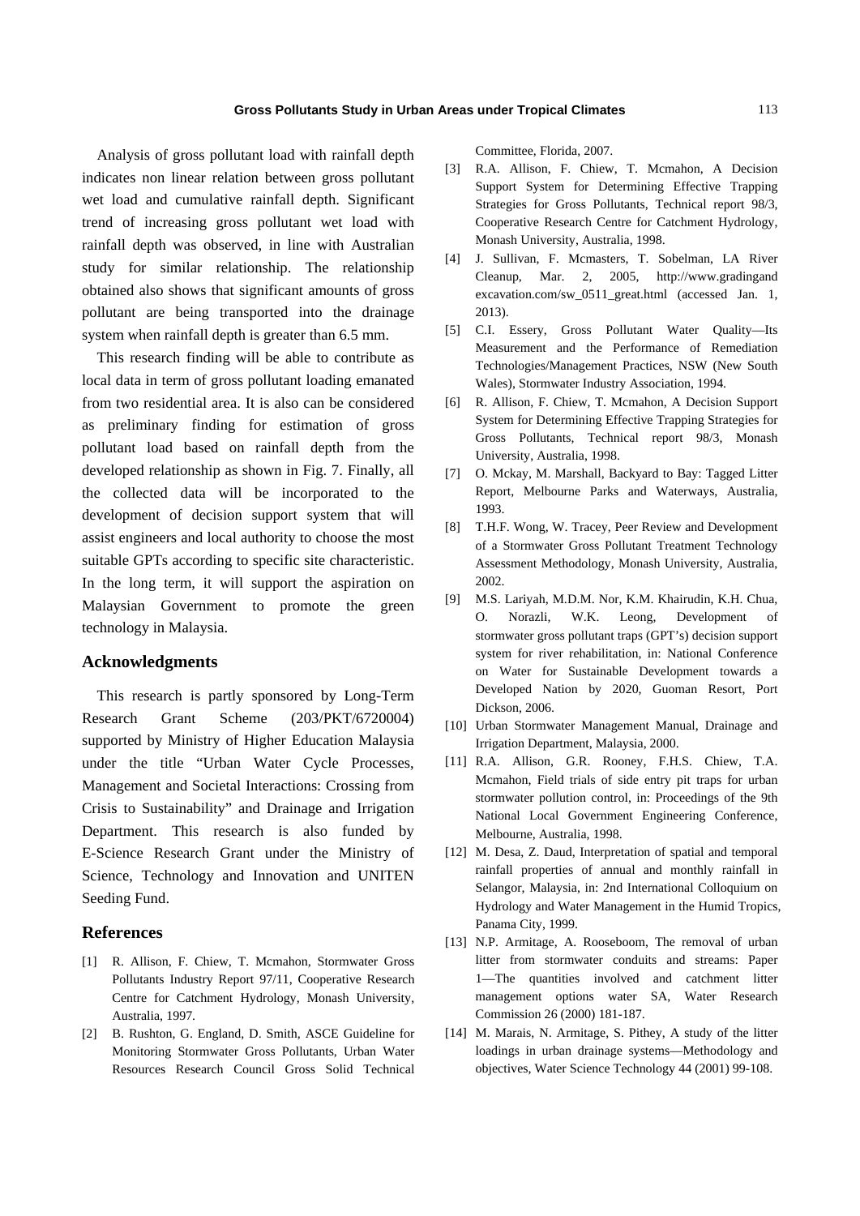Analysis of gross pollutant load with rainfall depth indicates non linear relation between gross pollutant wet load and cumulative rainfall depth. Significant trend of increasing gross pollutant wet load with rainfall depth was observed, in line with Australian study for similar relationship. The relationship obtained also shows that significant amounts of gross pollutant are being transported into the drainage system when rainfall depth is greater than 6.5 mm.

This research finding will be able to contribute as local data in term of gross pollutant loading emanated from two residential area. It is also can be considered as preliminary finding for estimation of gross pollutant load based on rainfall depth from the developed relationship as shown in Fig. 7. Finally, all the collected data will be incorporated to the development of decision support system that will assist engineers and local authority to choose the most suitable GPTs according to specific site characteristic. In the long term, it will support the aspiration on Malaysian Government to promote the green technology in Malaysia.

## Acknowledgments

This research is partly sponsored by Long-Term Research Grant Scheme (203/PKT/6720004) supported by Ministry of Higher Education Malaysia under the title "Urban Water Cycle Processes, Management and Societal Interactions: Crossing from Crisis to Sustainability" and Drainage and Irrigation Department. This research is also funded by E-Science Research Grant under the Ministry of Science, Technology and Innovation and UNITEN Seeding Fund.

## References

[1] R. Allison, F. Chiew, T. Mcmahon, Stormwater Gross Pollutants Industry Report 97/11, Cooperative Research Centre for Catchment Hydrology, Monash University, Australia, 1997.

[2] B. Rushton, G. England, D. Smith, ASCE Guideline for Monitoring Stormwater Gross Pollutants, Urban Water Resources Research Council Gross Solid Technical Committee, Florida, 2007.

[3] R.A. Allison, F. Chiew, T. Mcmahon, A Decision Support System for Determining Effective Trapping Strategies for Gross Pollutants, Technical report 98/3, Cooperative Research Centre for Catchment Hydrology, Monash University, Australia, 1998.

[4] J. Sullivan, F. Mcmasters, T. Sobelman, LA River Cleanup, Mar. 2, 2005, http://www.gradingandexcavation.com/sw_0511_great.html (accessed Jan. 1, 2013).

[5] C.I. Essery, Gross Pollutant Water Quality—Its Measurement and the Performance of Remediation Technologies/Management Practices, NSW (New South Wales), Stormwater Industry Association, 1994.

[6] R. Allison, F. Chiew, T. Mcmahon, A Decision Support System for Determining Effective Trapping Strategies for Gross Pollutants, Technical report 98/3, Monash University, Australia, 1998.

[7] O. Mckay, M. Marshall, Backyard to Bay: Tagged Litter Report, Melbourne Parks and Waterways, Australia, 1993.

[8] T.H.F. Wong, W. Tracey, Peer Review and Development of a Stormwater Gross Pollutant Treatment Technology Assessment Methodology, Monash University, Australia, 2002.

[9] M.S. Lariyah, M.D.M. Nor, K.M. Khairudin, K.H. Chua, O. Norazli, W.K. Leong, Development of stormwater gross pollutant traps (GPT's) decision support system for river rehabilitation, in: National Conference on Water for Sustainable Development towards a Developed Nation by 2020, Guoman Resort, Port Dickson, 2006.

[10] Urban Stormwater Management Manual, Drainage and Irrigation Department, Malaysia, 2000.

[11] R.A. Allison, G.R. Rooney, F.H.S. Chiew, T.A. Mcmahon, Field trials of side entry pit traps for urban stormwater pollution control, in: Proceedings of the 9th National Local Government Engineering Conference, Melbourne, Australia, 1998.

[12] M. Desa, Z. Daud, Interpretation of spatial and temporal rainfall properties of annual and monthly rainfall in Selangor, Malaysia, in: 2nd International Colloquium on Hydrology and Water Management in the Humid Tropics, Panama City, 1999.

[13] N.P. Armitage, A. Rooseboom, The removal of urban litter from stormwater conduits and streams: Paper 1—The quantities involved and catchment litter management options water SA, Water Research Commission 26 (2000) 181-187.

[14] M. Marais, N. Armitage, S. Pithey, A study of the litter loadings in urban drainage systems—Methodology and objectives, Water Science Technology 44 (2001) 99-108.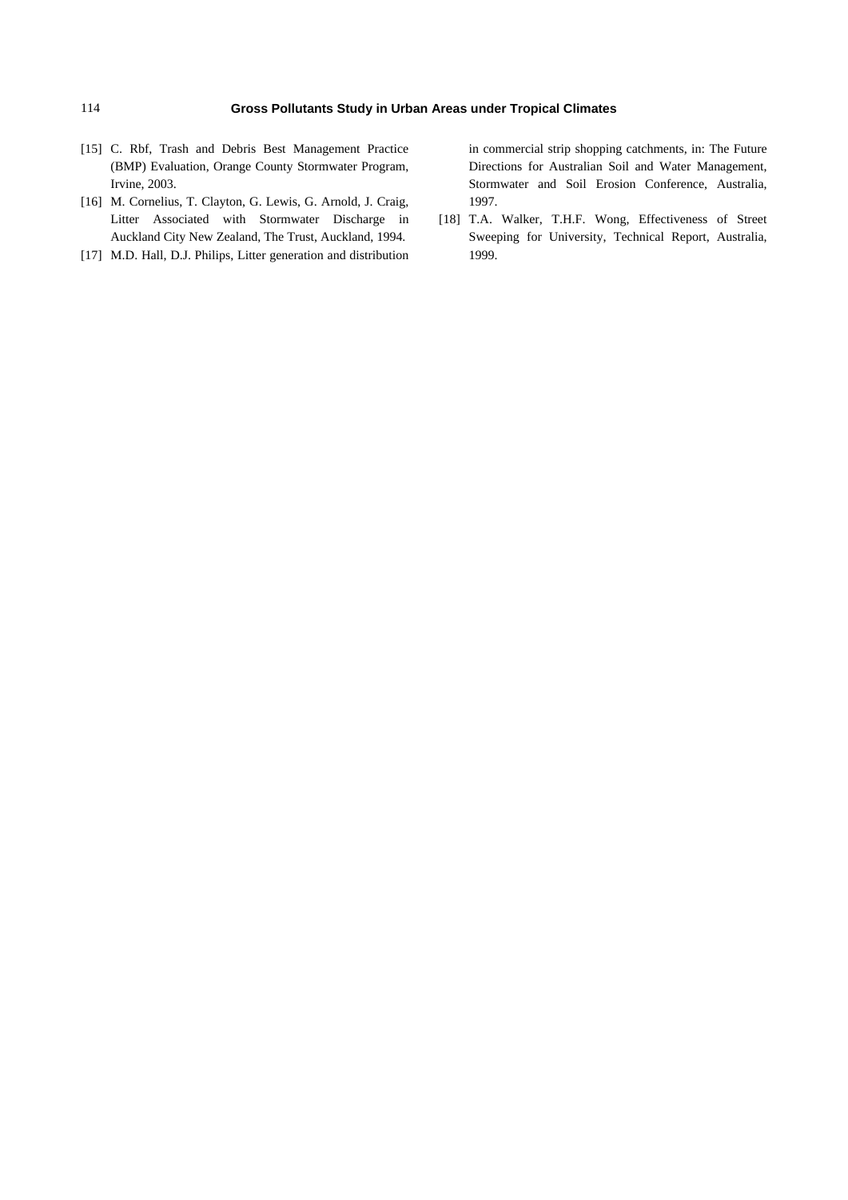[15] C. Rbf, Trash and Debris Best Management Practice (BMP) Evaluation, Orange County Stormwater Program, Irvine, 2003.

[16] M. Cornelius, T. Clayton, G. Lewis, G. Arnold, J. Craig, Litter Associated with Stormwater Discharge in Auckland City New Zealand, The Trust, Auckland, 1994.

[17] M.D. Hall, D.J. Philips, Litter generation and distribution in commercial strip shopping catchments, in: The Future Directions for Australian Soil and Water Management, Stormwater and Soil Erosion Conference, Australia, 1997.

[18] T.A. Walker, T.H.F. Wong, Effectiveness of Street Sweeping for University, Technical Report, Australia, 1999.